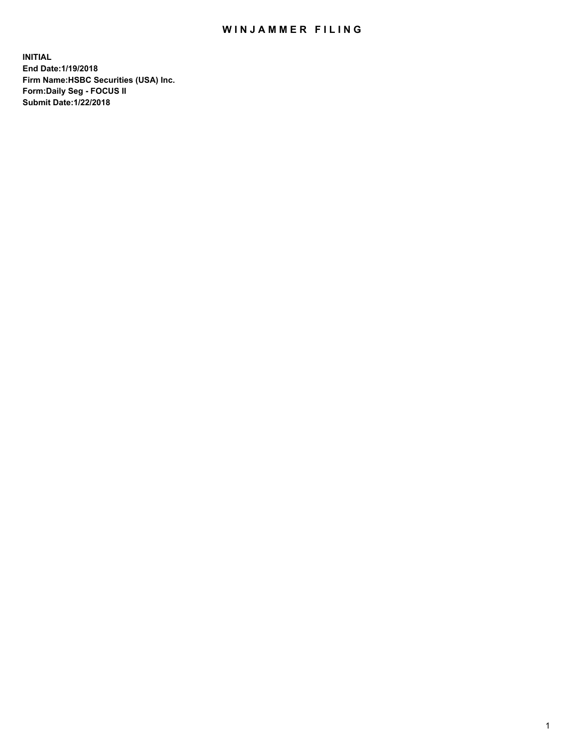# WINJAMMER FILING

**INITIAL**
**End Date:1/19/2018**
**Firm Name:HSBC Securities (USA) Inc.**
**Form:Daily Seg - FOCUS II**
**Submit Date:1/22/2018**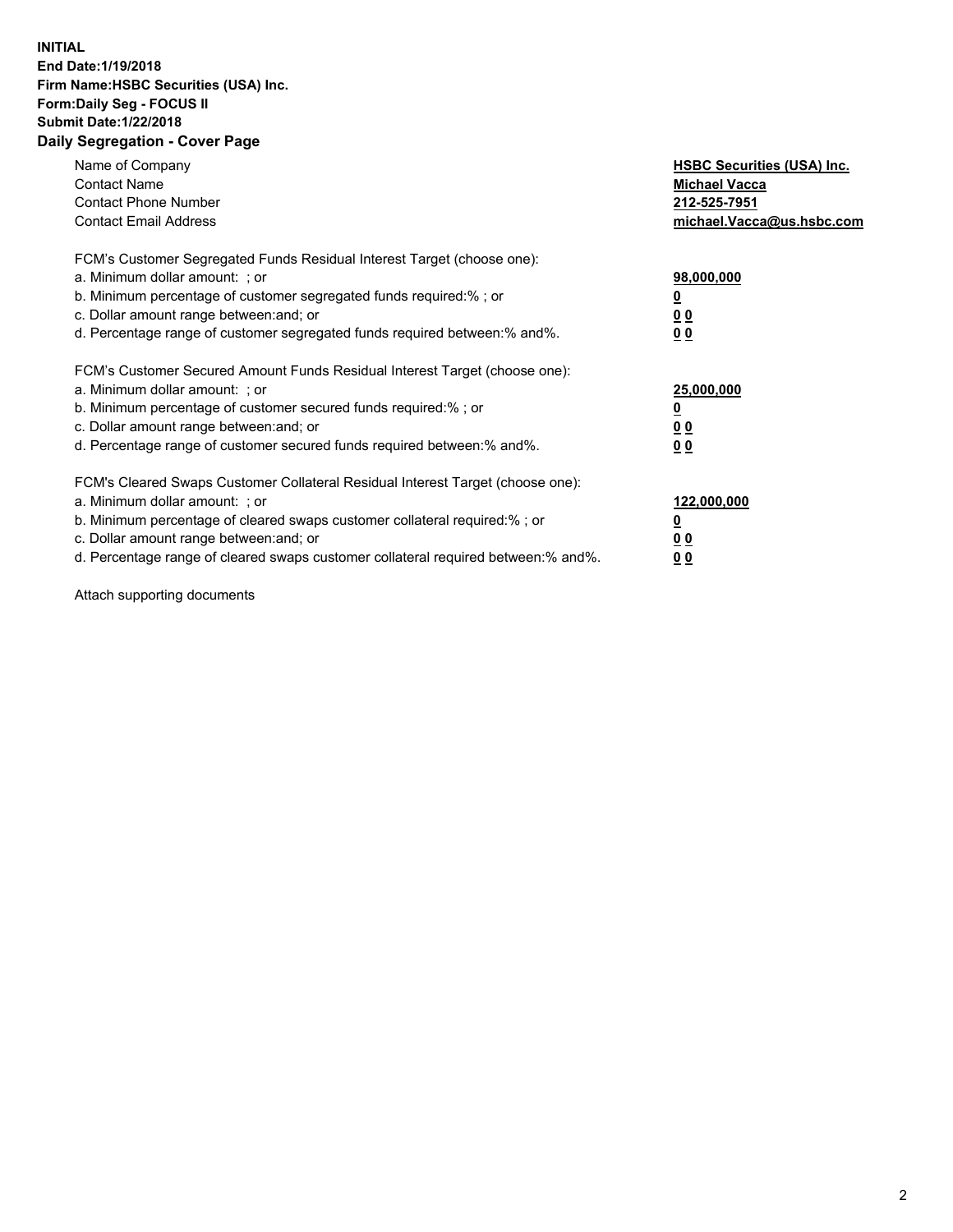**INITIAL**
**End Date:1/19/2018**
**Firm Name:HSBC Securities (USA) Inc.**
**Form:Daily Seg - FOCUS II**
**Submit Date:1/22/2018**

## Daily Segregation - Cover Page

| | |
|---|---|
| Name of Company | **HSBC Securities (USA) Inc.** |
| Contact Name | **Michael Vacca** |
| Contact Phone Number | **212-525-7951** |
| Contact Email Address | **michael.Vacca@us.hsbc.com** |

FCM's Customer Segregated Funds Residual Interest Target (choose one):

| | |
|---|---|
| a. Minimum dollar amount: ; or | **98,000,000** |
| b. Minimum percentage of customer segregated funds required:% ; or | **0** |
| c. Dollar amount range between:and; or | **0 0** |
| d. Percentage range of customer segregated funds required between:% and%. | **0 0** |

FCM's Customer Secured Amount Funds Residual Interest Target (choose one):

| | |
|---|---|
| a. Minimum dollar amount: ; or | **25,000,000** |
| b. Minimum percentage of customer secured funds required:% ; or | **0** |
| c. Dollar amount range between:and; or | **0 0** |
| d. Percentage range of customer secured funds required between:% and%. | **0 0** |

FCM's Cleared Swaps Customer Collateral Residual Interest Target (choose one):

| | |
|---|---|
| a. Minimum dollar amount: ; or | **122,000,000** |
| b. Minimum percentage of cleared swaps customer collateral required:% ; or | **0** |
| c. Dollar amount range between:and; or | **0 0** |
| d. Percentage range of cleared swaps customer collateral required between:% and%. | **0 0** |

Attach supporting documents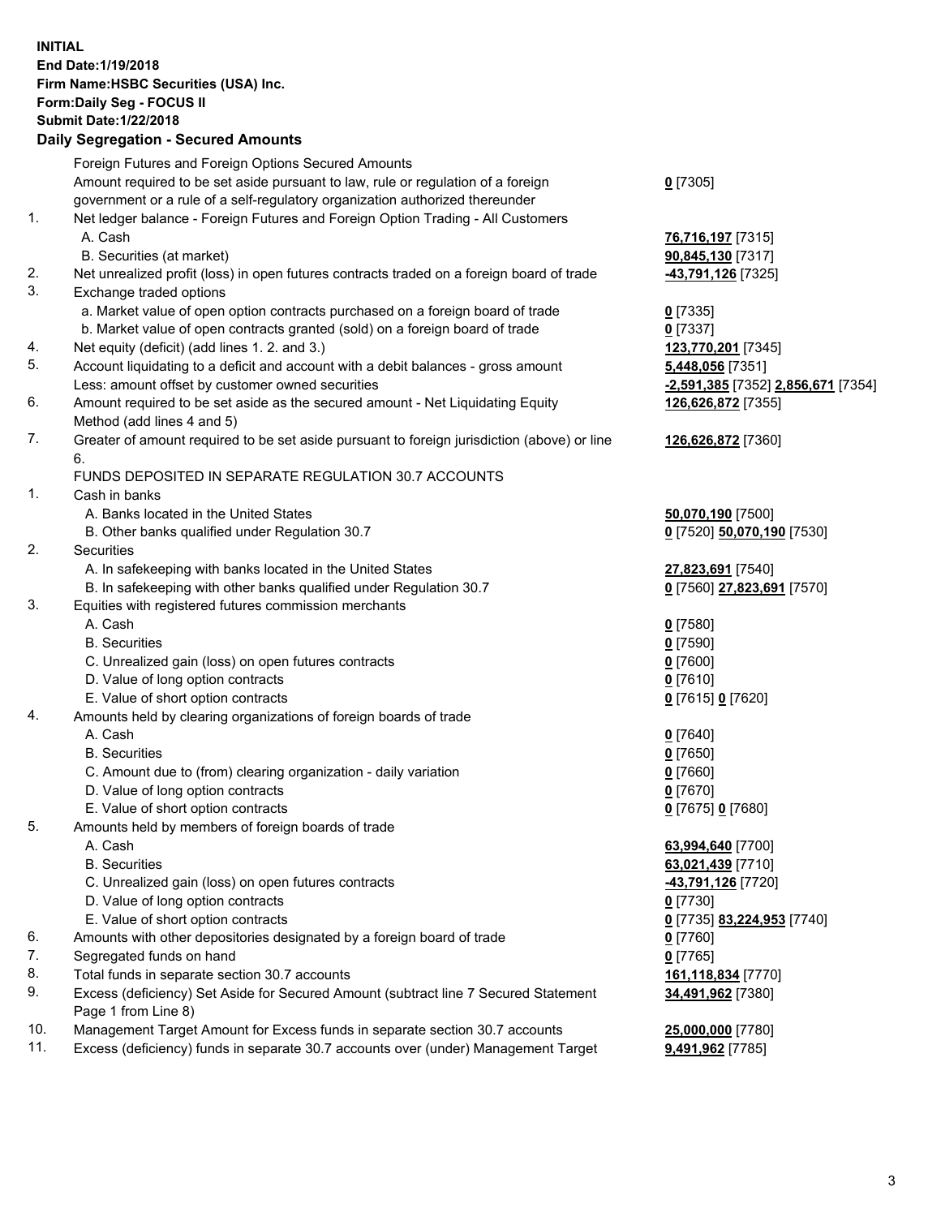**INITIAL**
**End Date:1/19/2018**
**Firm Name:HSBC Securities (USA) Inc.**
**Form:Daily Seg - FOCUS II**
**Submit Date:1/22/2018**
**Daily Segregation - Secured Amounts**

| | | |
|---|---|---|
| | Foreign Futures and Foreign Options Secured Amounts | |
| | Amount required to be set aside pursuant to law, rule or regulation of a foreign government or a rule of a self-regulatory organization authorized thereunder | **0** [7305] |
| 1. | Net ledger balance - Foreign Futures and Foreign Option Trading - All Customers | |
| | A. Cash | **76,716,197** [7315] |
| | B. Securities (at market) | **90,845,130** [7317] |
| 2. | Net unrealized profit (loss) in open futures contracts traded on a foreign board of trade | **-43,791,126** [7325] |
| 3. | Exchange traded options | |
| | a. Market value of open option contracts purchased on a foreign board of trade | **0** [7335] |
| | b. Market value of open contracts granted (sold) on a foreign board of trade | **0** [7337] |
| 4. | Net equity (deficit) (add lines 1. 2. and 3.) | **123,770,201** [7345] |
| 5. | Account liquidating to a deficit and account with a debit balances - gross amount | **5,448,056** [7351] |
| | Less: amount offset by customer owned securities | **-2,591,385** [7352] **2,856,671** [7354] |
| 6. | Amount required to be set aside as the secured amount - Net Liquidating Equity Method (add lines 4 and 5) | **126,626,872** [7355] |
| 7. | Greater of amount required to be set aside pursuant to foreign jurisdiction (above) or line 6. | **126,626,872** [7360] |
| | FUNDS DEPOSITED IN SEPARATE REGULATION 30.7 ACCOUNTS | |
| 1. | Cash in banks | |
| | A. Banks located in the United States | **50,070,190** [7500] |
| | B. Other banks qualified under Regulation 30.7 | **0** [7520] **50,070,190** [7530] |
| 2. | Securities | |
| | A. In safekeeping with banks located in the United States | **27,823,691** [7540] |
| | B. In safekeeping with other banks qualified under Regulation 30.7 | **0** [7560] **27,823,691** [7570] |
| 3. | Equities with registered futures commission merchants | |
| | A. Cash | **0** [7580] |
| | B. Securities | **0** [7590] |
| | C. Unrealized gain (loss) on open futures contracts | **0** [7600] |
| | D. Value of long option contracts | **0** [7610] |
| | E. Value of short option contracts | **0** [7615] **0** [7620] |
| 4. | Amounts held by clearing organizations of foreign boards of trade | |
| | A. Cash | **0** [7640] |
| | B. Securities | **0** [7650] |
| | C. Amount due to (from) clearing organization - daily variation | **0** [7660] |
| | D. Value of long option contracts | **0** [7670] |
| | E. Value of short option contracts | **0** [7675] **0** [7680] |
| 5. | Amounts held by members of foreign boards of trade | |
| | A. Cash | **63,994,640** [7700] |
| | B. Securities | **63,021,439** [7710] |
| | C. Unrealized gain (loss) on open futures contracts | **-43,791,126** [7720] |
| | D. Value of long option contracts | **0** [7730] |
| | E. Value of short option contracts | **0** [7735] **83,224,953** [7740] |
| 6. | Amounts with other depositories designated by a foreign board of trade | **0** [7760] |
| 7. | Segregated funds on hand | **0** [7765] |
| 8. | Total funds in separate section 30.7 accounts | **161,118,834** [7770] |
| 9. | Excess (deficiency) Set Aside for Secured Amount (subtract line 7 Secured Statement Page 1 from Line 8) | **34,491,962** [7380] |
| 10. | Management Target Amount for Excess funds in separate section 30.7 accounts | **25,000,000** [7780] |
| 11. | Excess (deficiency) funds in separate 30.7 accounts over (under) Management Target | **9,491,962** [7785] |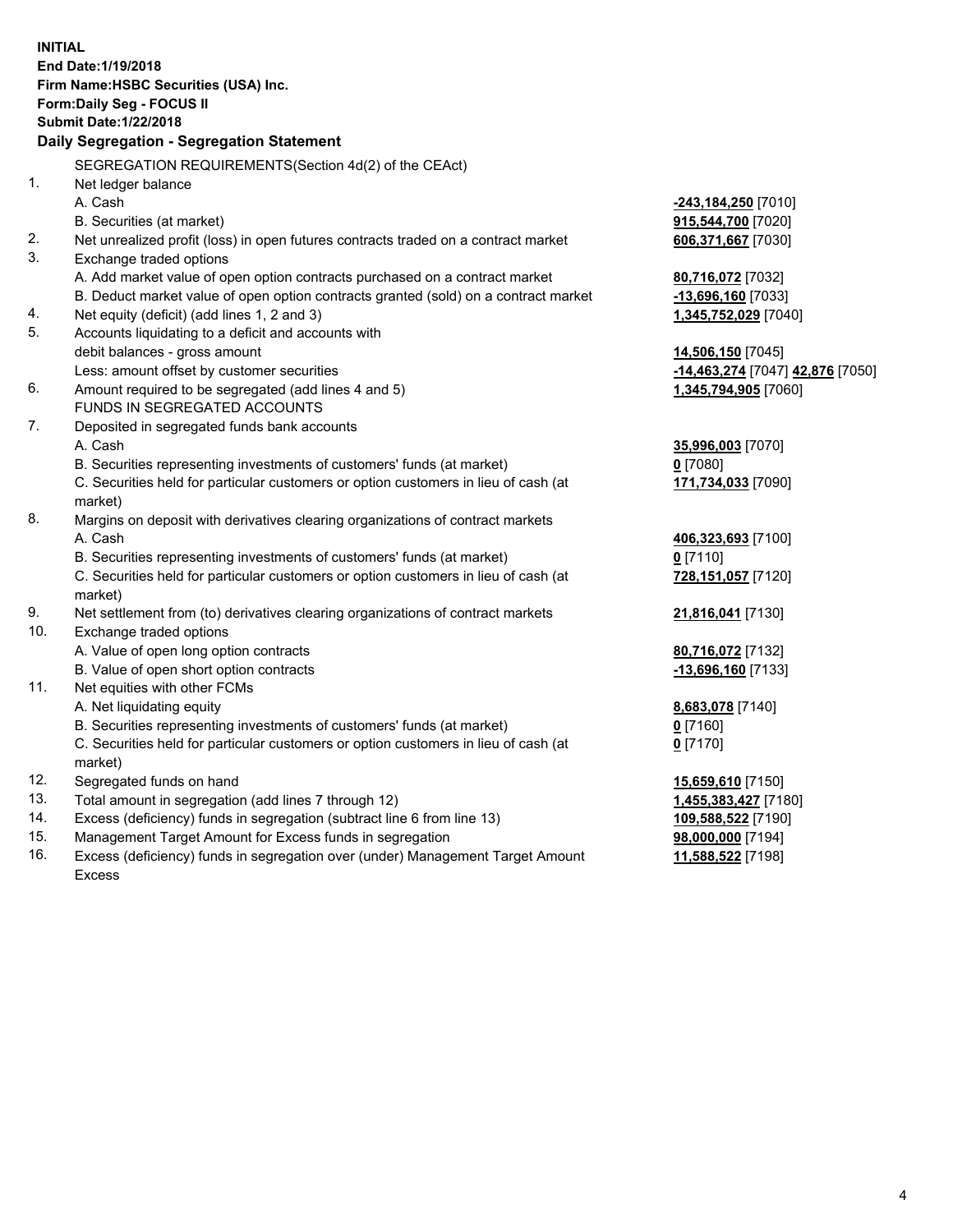**INITIAL**
**End Date:1/19/2018**
**Firm Name:HSBC Securities (USA) Inc.**
**Form:Daily Seg - FOCUS II**
**Submit Date:1/22/2018**

## Daily Segregation - Segregation Statement

SEGREGATION REQUIREMENTS(Section 4d(2) of the CEAct)

| | | |
|---|---|---|
| 1. | Net ledger balance | |
| | A. Cash | **-243,184,250** [7010] |
| | B. Securities (at market) | **915,544,700** [7020] |
| 2. | Net unrealized profit (loss) in open futures contracts traded on a contract market | **606,371,667** [7030] |
| 3. | Exchange traded options | |
| | A. Add market value of open option contracts purchased on a contract market | **80,716,072** [7032] |
| | B. Deduct market value of open option contracts granted (sold) on a contract market | **-13,696,160** [7033] |
| 4. | Net equity (deficit) (add lines 1, 2 and 3) | **1,345,752,029** [7040] |
| 5. | Accounts liquidating to a deficit and accounts with | |
| | debit balances - gross amount | **14,506,150** [7045] |
| | Less: amount offset by customer securities | **-14,463,274** [7047] **42,876** [7050] |
| 6. | Amount required to be segregated (add lines 4 and 5) | **1,345,794,905** [7060] |
| | FUNDS IN SEGREGATED ACCOUNTS | |
| 7. | Deposited in segregated funds bank accounts | |
| | A. Cash | **35,996,003** [7070] |
| | B. Securities representing investments of customers' funds (at market) | **0** [7080] |
| | C. Securities held for particular customers or option customers in lieu of cash (at market) | **171,734,033** [7090] |
| 8. | Margins on deposit with derivatives clearing organizations of contract markets | |
| | A. Cash | **406,323,693** [7100] |
| | B. Securities representing investments of customers' funds (at market) | **0** [7110] |
| | C. Securities held for particular customers or option customers in lieu of cash (at market) | **728,151,057** [7120] |
| 9. | Net settlement from (to) derivatives clearing organizations of contract markets | **21,816,041** [7130] |
| 10. | Exchange traded options | |
| | A. Value of open long option contracts | **80,716,072** [7132] |
| | B. Value of open short option contracts | **-13,696,160** [7133] |
| 11. | Net equities with other FCMs | |
| | A. Net liquidating equity | **8,683,078** [7140] |
| | B. Securities representing investments of customers' funds (at market) | **0** [7160] |
| | C. Securities held for particular customers or option customers in lieu of cash (at market) | **0** [7170] |
| 12. | Segregated funds on hand | **15,659,610** [7150] |
| 13. | Total amount in segregation (add lines 7 through 12) | **1,455,383,427** [7180] |
| 14. | Excess (deficiency) funds in segregation (subtract line 6 from line 13) | **109,588,522** [7190] |
| 15. | Management Target Amount for Excess funds in segregation | **98,000,000** [7194] |
| 16. | Excess (deficiency) funds in segregation over (under) Management Target Amount Excess | **11,588,522** [7198] |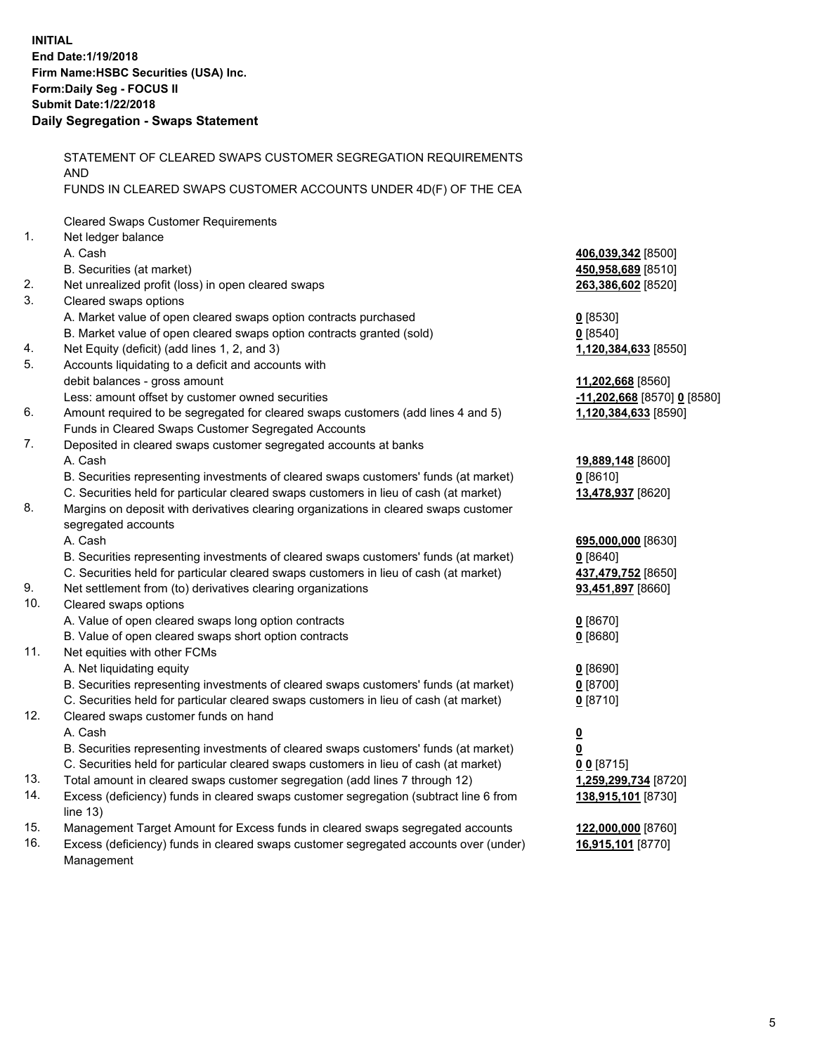**INITIAL**
**End Date:1/19/2018**
**Firm Name:HSBC Securities (USA) Inc.**
**Form:Daily Seg - FOCUS II**
**Submit Date:1/22/2018**
**Daily Segregation - Swaps Statement**

STATEMENT OF CLEARED SWAPS CUSTOMER SEGREGATION REQUIREMENTS AND FUNDS IN CLEARED SWAPS CUSTOMER ACCOUNTS UNDER 4D(F) OF THE CEA

| | | |
|---|---|---|
| | Cleared Swaps Customer Requirements | |
| 1. | Net ledger balance | |
| | A. Cash | **406,039,342** [8500] |
| | B. Securities (at market) | **450,958,689** [8510] |
| 2. | Net unrealized profit (loss) in open cleared swaps | **263,386,602** [8520] |
| 3. | Cleared swaps options | |
| | A. Market value of open cleared swaps option contracts purchased | **0** [8530] |
| | B. Market value of open cleared swaps option contracts granted (sold) | **0** [8540] |
| 4. | Net Equity (deficit) (add lines 1, 2, and 3) | **1,120,384,633** [8550] |
| 5. | Accounts liquidating to a deficit and accounts with debit balances - gross amount | **11,202,668** [8560] |
| | Less: amount offset by customer owned securities | **-11,202,668** [8570] **0** [8580] |
| 6. | Amount required to be segregated for cleared swaps customers (add lines 4 and 5) | **1,120,384,633** [8590] |
| | Funds in Cleared Swaps Customer Segregated Accounts | |
| 7. | Deposited in cleared swaps customer segregated accounts at banks | |
| | A. Cash | **19,889,148** [8600] |
| | B. Securities representing investments of cleared swaps customers' funds (at market) | **0** [8610] |
| | C. Securities held for particular cleared swaps customers in lieu of cash (at market) | **13,478,937** [8620] |
| 8. | Margins on deposit with derivatives clearing organizations in cleared swaps customer segregated accounts | |
| | A. Cash | **695,000,000** [8630] |
| | B. Securities representing investments of cleared swaps customers' funds (at market) | **0** [8640] |
| | C. Securities held for particular cleared swaps customers in lieu of cash (at market) | **437,479,752** [8650] |
| 9. | Net settlement from (to) derivatives clearing organizations | **93,451,897** [8660] |
| 10. | Cleared swaps options | |
| | A. Value of open cleared swaps long option contracts | **0** [8670] |
| | B. Value of open cleared swaps short option contracts | **0** [8680] |
| 11. | Net equities with other FCMs | |
| | A. Net liquidating equity | **0** [8690] |
| | B. Securities representing investments of cleared swaps customers' funds (at market) | **0** [8700] |
| | C. Securities held for particular cleared swaps customers in lieu of cash (at market) | **0** [8710] |
| 12. | Cleared swaps customer funds on hand | |
| | A. Cash | **0** |
| | B. Securities representing investments of cleared swaps customers' funds (at market) | **0** |
| | C. Securities held for particular cleared swaps customers in lieu of cash (at market) | **0** **0** [8715] |
| 13. | Total amount in cleared swaps customer segregation (add lines 7 through 12) | **1,259,299,734** [8720] |
| 14. | Excess (deficiency) funds in cleared swaps customer segregation (subtract line 6 from line 13) | **138,915,101** [8730] |
| 15. | Management Target Amount for Excess funds in cleared swaps segregated accounts | **122,000,000** [8760] |
| 16. | Excess (deficiency) funds in cleared swaps customer segregated accounts over (under) Management | **16,915,101** [8770] |